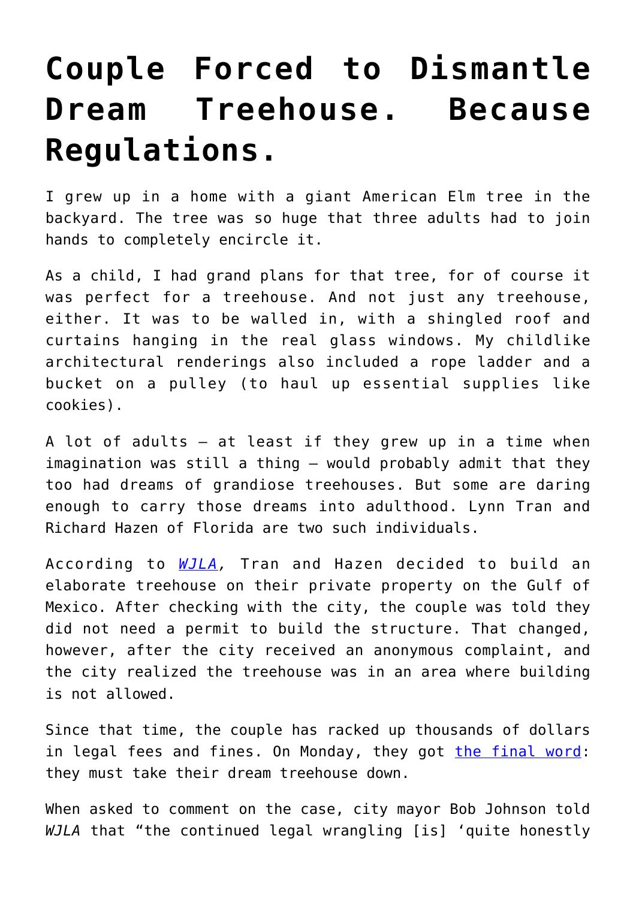# Couple Forced to Dismantle Dream Treehouse. Because Regulations.

I grew up in a home with a giant American Elm tree in the backyard. The tree was so huge that three adults had to join hands to completely encircle it.

As a child, I had grand plans for that tree, for of course it was perfect for a treehouse. And not just any treehouse, either. It was to be walled in, with a shingled roof and curtains hanging in the real glass windows. My childlike architectural renderings also included a rope ladder and a bucket on a pulley (to haul up essential supplies like cookies).

A lot of adults – at least if they grew up in a time when imagination was still a thing – would probably admit that they too had dreams of grandiose treehouses. But some are daring enough to carry those dreams into adulthood. Lynn Tran and Richard Hazen of Florida are two such individuals.

According to [*WJLA*](), Tran and Hazen decided to build an elaborate treehouse on their private property on the Gulf of Mexico. After checking with the city, the couple was told they did not need a permit to build the structure. That changed, however, after the city received an anonymous complaint, and the city realized the treehouse was in an area where building is not allowed.

Since that time, the couple has racked up thousands of dollars in legal fees and fines. On Monday, they got [the final word](): they must take their dream treehouse down.

When asked to comment on the case, city mayor Bob Johnson told *WJLA* that "the continued legal wrangling [is] 'quite honestly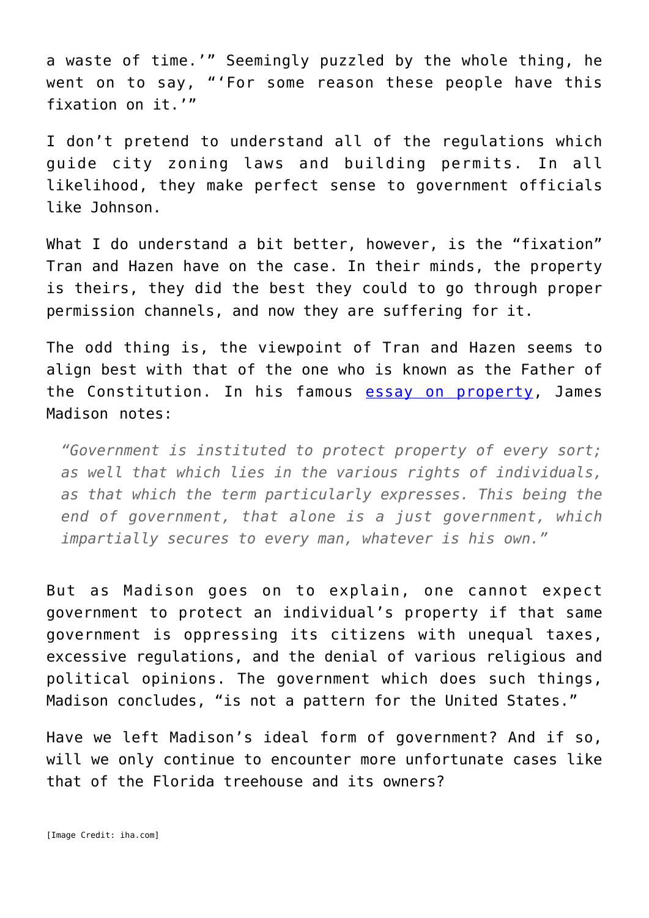a waste of time.'" Seemingly puzzled by the whole thing, he went on to say, "'For some reason these people have this fixation on it.'"

I don't pretend to understand all of the regulations which guide city zoning laws and building permits. In all likelihood, they make perfect sense to government officials like Johnson.

What I do understand a bit better, however, is the "fixation" Tran and Hazen have on the case. In their minds, the property is theirs, they did the best they could to go through proper permission channels, and now they are suffering for it.

The odd thing is, the viewpoint of Tran and Hazen seems to align best with that of the one who is known as the Father of the Constitution. In his famous essay on property, James Madison notes:

> *"Government is instituted to protect property of every sort; as well that which lies in the various rights of individuals, as that which the term particularly expresses. This being the end of government, that alone is a just government, which impartially secures to every man, whatever is his own."*

But as Madison goes on to explain, one cannot expect government to protect an individual's property if that same government is oppressing its citizens with unequal taxes, excessive regulations, and the denial of various religious and political opinions. The government which does such things, Madison concludes, "is not a pattern for the United States."

Have we left Madison's ideal form of government? And if so, will we only continue to encounter more unfortunate cases like that of the Florida treehouse and its owners?

[Image Credit: iha.com]